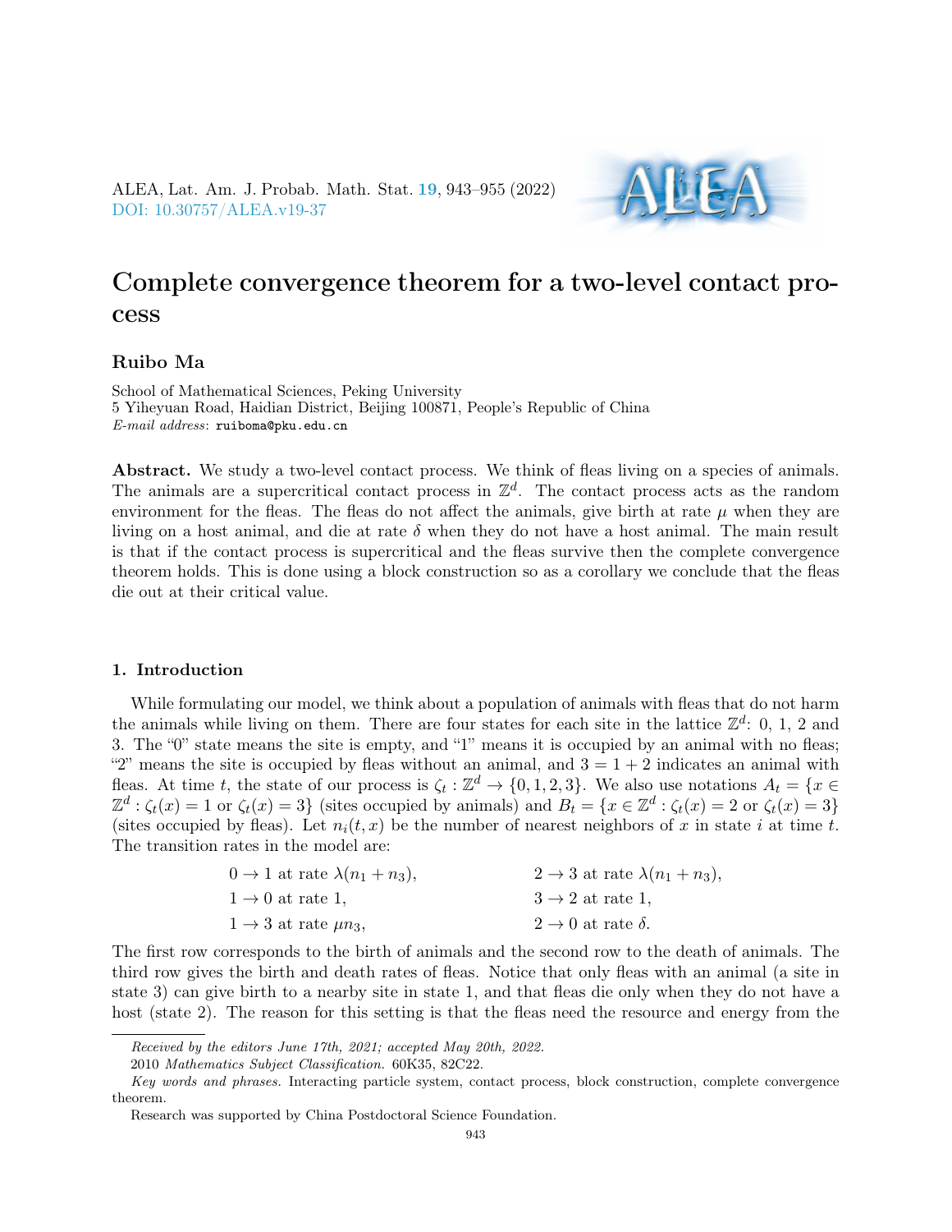# Complete convergence theorem for a two-level contact process

**Ruibo Ma**

School of Mathematical Sciences, Peking University
5 Yiheyuan Road, Haidian District, Beijing 100871, People's Republic of China
*E-mail address*: ruiboma@pku.edu.cn

**Abstract.** We study a two-level contact process. We think of fleas living on a species of animals. The animals are a supercritical contact process in $\mathbb{Z}^d$. The contact process acts as the random environment for the fleas. The fleas do not affect the animals, give birth at rate $\mu$ when they are living on a host animal, and die at rate $\delta$ when they do not have a host animal. The main result is that if the contact process is supercritical and the fleas survive then the complete convergence theorem holds. This is done using a block construction so as a corollary we conclude that the fleas die out at their critical value.

## 1. Introduction

While formulating our model, we think about a population of animals with fleas that do not harm the animals while living on them. There are four states for each site in the lattice $\mathbb{Z}^d$: 0, 1, 2 and 3. The "0" state means the site is empty, and "1" means it is occupied by an animal with no fleas; "2" means the site is occupied by fleas without an animal, and $3 = 1 + 2$ indicates an animal with fleas. At time $t$, the state of our process is $\zeta_t : \mathbb{Z}^d \to \{0, 1, 2, 3\}$. We also use notations $A_t = \{x \in \mathbb{Z}^d : \zeta_t(x) = 1 \text{ or } \zeta_t(x) = 3\}$ (sites occupied by animals) and $B_t = \{x \in \mathbb{Z}^d : \zeta_t(x) = 2 \text{ or } \zeta_t(x) = 3\}$ (sites occupied by fleas). Let $n_i(t, x)$ be the number of nearest neighbors of $x$ in state $i$ at time $t$. The transition rates in the model are:

$$
\begin{aligned}
&0 \to 1 \text{ at rate } \lambda(n_1 + n_3), && 2 \to 3 \text{ at rate } \lambda(n_1 + n_3),\\
&1 \to 0 \text{ at rate } 1, && 3 \to 2 \text{ at rate } 1,\\
&1 \to 3 \text{ at rate } \mu n_3, && 2 \to 0 \text{ at rate } \delta.
\end{aligned}
$$

The first row corresponds to the birth of animals and the second row to the death of animals. The third row gives the birth and death rates of fleas. Notice that only fleas with an animal (a site in state 3) can give birth to a nearby site in state 1, and that fleas die only when they do not have a host (state 2). The reason for this setting is that the fleas need the resource and energy from the

---

*Received by the editors June 17th, 2021; accepted May 20th, 2022.*

2010 *Mathematics Subject Classification.* 60K35, 82C22.

*Key words and phrases.* Interacting particle system, contact process, block construction, complete convergence theorem.

Research was supported by China Postdoctoral Science Foundation.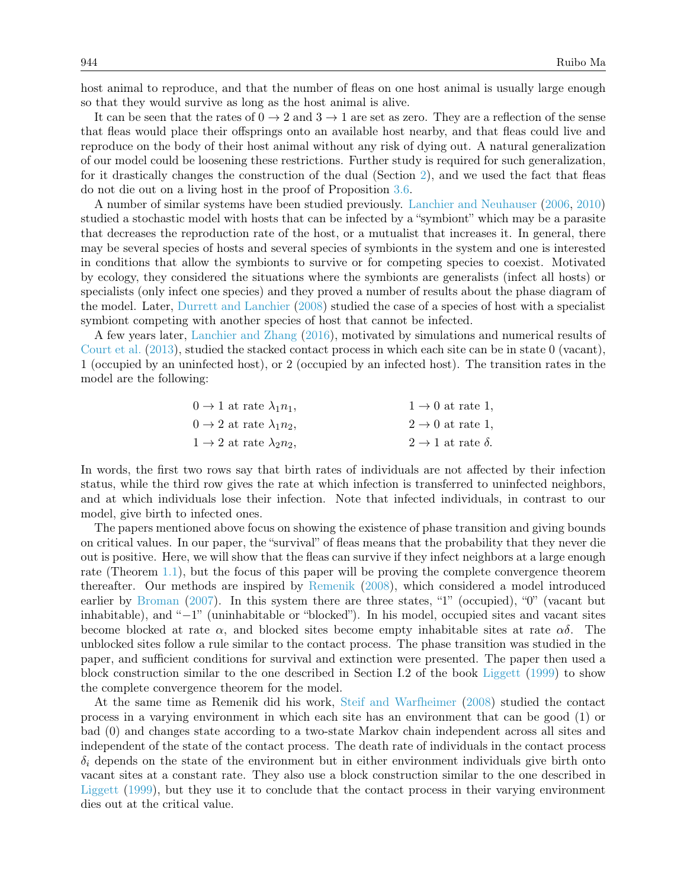host animal to reproduce, and that the number of fleas on one host animal is usually large enough so that they would survive as long as the host animal is alive.

It can be seen that the rates of $0 \to 2$ and $3 \to 1$ are set as zero. They are a reflection of the sense that fleas would place their offsprings onto an available host nearby, and that fleas could live and reproduce on the body of their host animal without any risk of dying out. A natural generalization of our model could be loosening these restrictions. Further study is required for such generalization, for it drastically changes the construction of the dual (Section 2), and we used the fact that fleas do not die out on a living host in the proof of Proposition 3.6.

A number of similar systems have been studied previously. Lanchier and Neuhauser (2006, 2010) studied a stochastic model with hosts that can be infected by a "symbiont" which may be a parasite that decreases the reproduction rate of the host, or a mutualist that increases it. In general, there may be several species of hosts and several species of symbionts in the system and one is interested in conditions that allow the symbionts to survive or for competing species to coexist. Motivated by ecology, they considered the situations where the symbionts are generalists (infect all hosts) or specialists (only infect one species) and they proved a number of results about the phase diagram of the model. Later, Durrett and Lanchier (2008) studied the case of a species of host with a specialist symbiont competing with another species of host that cannot be infected.

A few years later, Lanchier and Zhang (2016), motivated by simulations and numerical results of Court et al. (2013), studied the stacked contact process in which each site can be in state 0 (vacant), 1 (occupied by an uninfected host), or 2 (occupied by an infected host). The transition rates in the model are the following:

$$
\begin{aligned}
&0 \to 1 \text{ at rate } \lambda_1 n_1, \qquad && 1 \to 0 \text{ at rate } 1, \\
&0 \to 2 \text{ at rate } \lambda_1 n_2, \qquad && 2 \to 0 \text{ at rate } 1, \\
&1 \to 2 \text{ at rate } \lambda_2 n_2, \qquad && 2 \to 1 \text{ at rate } \delta.
\end{aligned}
$$

In words, the first two rows say that birth rates of individuals are not affected by their infection status, while the third row gives the rate at which infection is transferred to uninfected neighbors, and at which individuals lose their infection. Note that infected individuals, in contrast to our model, give birth to infected ones.

The papers mentioned above focus on showing the existence of phase transition and giving bounds on critical values. In our paper, the "survival" of fleas means that the probability that they never die out is positive. Here, we will show that the fleas can survive if they infect neighbors at a large enough rate (Theorem 1.1), but the focus of this paper will be proving the complete convergence theorem thereafter. Our methods are inspired by Remenik (2008), which considered a model introduced earlier by Broman (2007). In this system there are three states, "1" (occupied), "0" (vacant but inhabitable), and "−1" (uninhabitable or "blocked"). In his model, occupied sites and vacant sites become blocked at rate $\alpha$, and blocked sites become empty inhabitable sites at rate $\alpha\delta$. The unblocked sites follow a rule similar to the contact process. The phase transition was studied in the paper, and sufficient conditions for survival and extinction were presented. The paper then used a block construction similar to the one described in Section I.2 of the book Liggett (1999) to show the complete convergence theorem for the model.

At the same time as Remenik did his work, Steif and Warfheimer (2008) studied the contact process in a varying environment in which each site has an environment that can be good (1) or bad (0) and changes state according to a two-state Markov chain independent across all sites and independent of the state of the contact process. The death rate of individuals in the contact process $\delta_i$ depends on the state of the environment but in either environment individuals give birth onto vacant sites at a constant rate. They also use a block construction similar to the one described in Liggett (1999), but they use it to conclude that the contact process in their varying environment dies out at the critical value.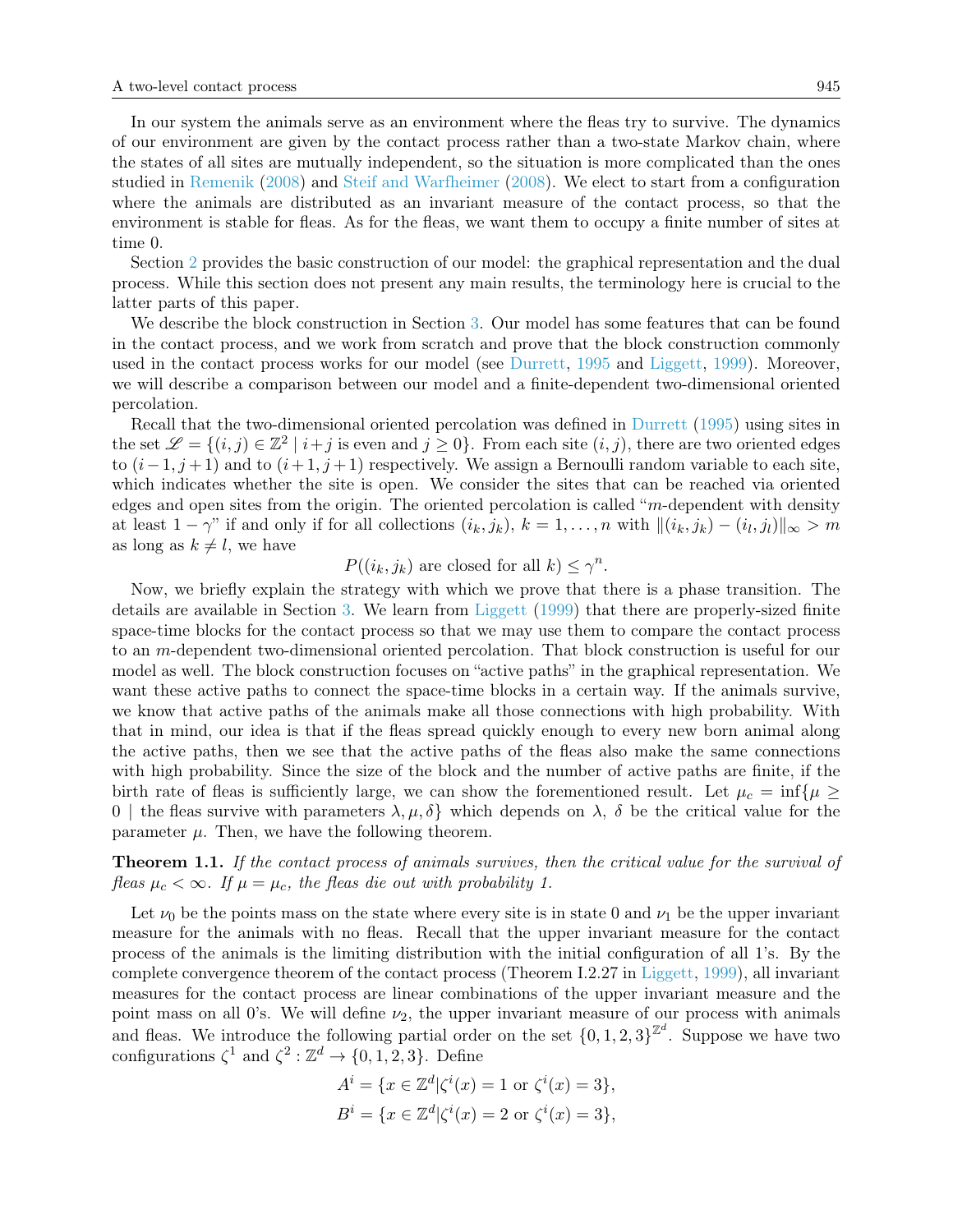In our system the animals serve as an environment where the fleas try to survive. The dynamics of our environment are given by the contact process rather than a two-state Markov chain, where the states of all sites are mutually independent, so the situation is more complicated than the ones studied in Remenik (2008) and Steif and Warfheimer (2008). We elect to start from a configuration where the animals are distributed as an invariant measure of the contact process, so that the environment is stable for fleas. As for the fleas, we want them to occupy a finite number of sites at time 0.

Section 2 provides the basic construction of our model: the graphical representation and the dual process. While this section does not present any main results, the terminology here is crucial to the latter parts of this paper.

We describe the block construction in Section 3. Our model has some features that can be found in the contact process, and we work from scratch and prove that the block construction commonly used in the contact process works for our model (see Durrett, 1995 and Liggett, 1999). Moreover, we will describe a comparison between our model and a finite-dependent two-dimensional oriented percolation.

Recall that the two-dimensional oriented percolation was defined in Durrett (1995) using sites in the set $\mathscr{L} = \{(i,j) \in \mathbb{Z}^2 \mid i+j \text{ is even and } j \geq 0\}$. From each site $(i,j)$, there are two oriented edges to $(i-1, j+1)$ and to $(i+1, j+1)$ respectively. We assign a Bernoulli random variable to each site, which indicates whether the site is open. We consider the sites that can be reached via oriented edges and open sites from the origin. The oriented percolation is called "$m$-dependent with density at least $1-\gamma$" if and only if for all collections $(i_k, j_k)$, $k = 1, \ldots, n$ with $\|(i_k, j_k) - (i_l, j_l)\|_\infty > m$ as long as $k \neq l$, we have

$$P((i_k, j_k) \text{ are closed for all } k) \leq \gamma^n.$$

Now, we briefly explain the strategy with which we prove that there is a phase transition. The details are available in Section 3. We learn from Liggett (1999) that there are properly-sized finite space-time blocks for the contact process so that we may use them to compare the contact process to an $m$-dependent two-dimensional oriented percolation. That block construction is useful for our model as well. The block construction focuses on "active paths" in the graphical representation. We want these active paths to connect the space-time blocks in a certain way. If the animals survive, we know that active paths of the animals make all those connections with high probability. With that in mind, our idea is that if the fleas spread quickly enough to every new born animal along the active paths, then we see that the active paths of the fleas also make the same connections with high probability. Since the size of the block and the number of active paths are finite, if the birth rate of fleas is sufficiently large, we can show the forementioned result. Let $\mu_c = \inf\{\mu \geq 0 \mid \text{the fleas survive with parameters } \lambda, \mu, \delta\}$ which depends on $\lambda$, $\delta$ be the critical value for the parameter $\mu$. Then, we have the following theorem.

**Theorem 1.1.** *If the contact process of animals survives, then the critical value for the survival of fleas $\mu_c < \infty$. If $\mu = \mu_c$, the fleas die out with probability 1.*

Let $\nu_0$ be the points mass on the state where every site is in state 0 and $\nu_1$ be the upper invariant measure for the animals with no fleas. Recall that the upper invariant measure for the contact process of the animals is the limiting distribution with the initial configuration of all 1's. By the complete convergence theorem of the contact process (Theorem I.2.27 in Liggett, 1999), all invariant measures for the contact process are linear combinations of the upper invariant measure and the point mass on all 0's. We will define $\nu_2$, the upper invariant measure of our process with animals and fleas. We introduce the following partial order on the set $\{0,1,2,3\}^{\mathbb{Z}^d}$. Suppose we have two configurations $\zeta^1$ and $\zeta^2 : \mathbb{Z}^d \to \{0,1,2,3\}$. Define

$$A^i = \{x \in \mathbb{Z}^d | \zeta^i(x) = 1 \text{ or } \zeta^i(x) = 3\},$$
$$B^i = \{x \in \mathbb{Z}^d | \zeta^i(x) = 2 \text{ or } \zeta^i(x) = 3\},$$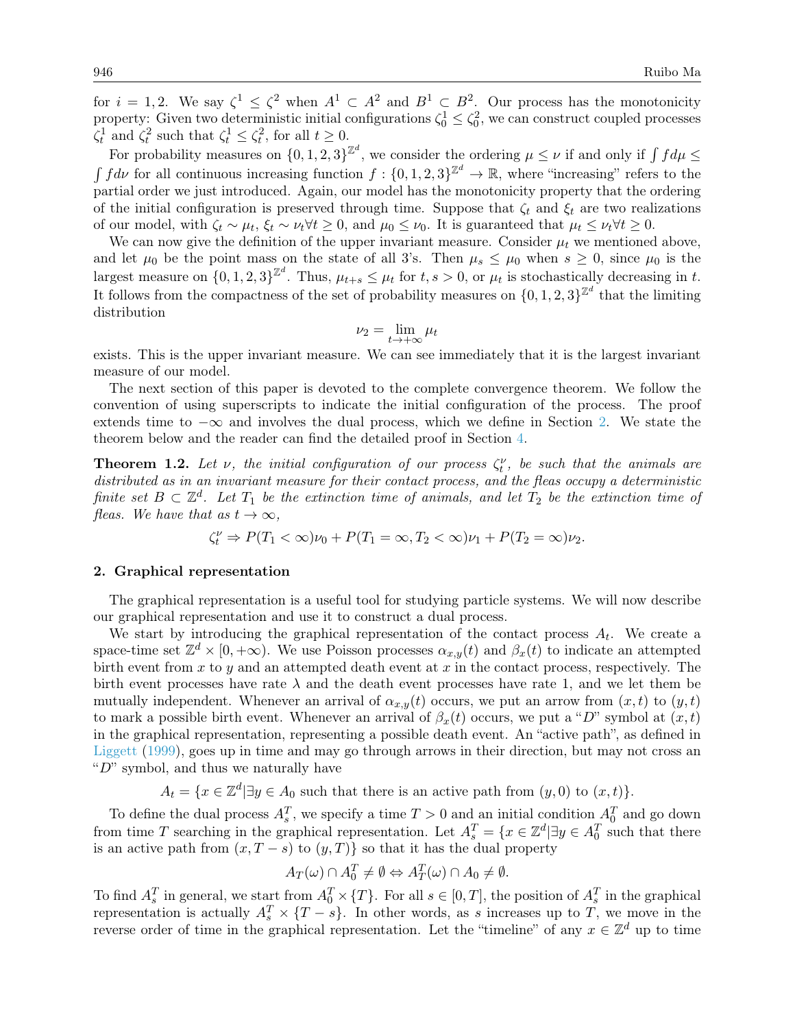for $i = 1, 2$. We say $\zeta^1 \le \zeta^2$ when $A^1 \subset A^2$ and $B^1 \subset B^2$. Our process has the monotonicity property: Given two deterministic initial configurations $\zeta_0^1 \le \zeta_0^2$, we can construct coupled processes $\zeta_t^1$ and $\zeta_t^2$ such that $\zeta_t^1 \le \zeta_t^2$, for all $t \ge 0$.

For probability measures on $\{0,1,2,3\}^{\mathbb{Z}^d}$, we consider the ordering $\mu \le \nu$ if and only if $\int f d\mu \le \int f d\nu$ for all continuous increasing function $f : \{0,1,2,3\}^{\mathbb{Z}^d} \to \mathbb{R}$, where "increasing" refers to the partial order we just introduced. Again, our model has the monotonicity property that the ordering of the initial configuration is preserved through time. Suppose that $\zeta_t$ and $\xi_t$ are two realizations of our model, with $\zeta_t \sim \mu_t$, $\xi_t \sim \nu_t \forall t \ge 0$, and $\mu_0 \le \nu_0$. It is guaranteed that $\mu_t \le \nu_t \forall t \ge 0$.

We can now give the definition of the upper invariant measure. Consider $\mu_t$ we mentioned above, and let $\mu_0$ be the point mass on the state of all 3's. Then $\mu_s \le \mu_0$ when $s \ge 0$, since $\mu_0$ is the largest measure on $\{0,1,2,3\}^{\mathbb{Z}^d}$. Thus, $\mu_{t+s} \le \mu_t$ for $t, s > 0$, or $\mu_t$ is stochastically decreasing in $t$. It follows from the compactness of the set of probability measures on $\{0,1,2,3\}^{\mathbb{Z}^d}$ that the limiting distribution

$$\nu_2 = \lim_{t \to +\infty} \mu_t$$

exists. This is the upper invariant measure. We can see immediately that it is the largest invariant measure of our model.

The next section of this paper is devoted to the complete convergence theorem. We follow the convention of using superscripts to indicate the initial configuration of the process. The proof extends time to $-\infty$ and involves the dual process, which we define in Section 2. We state the theorem below and the reader can find the detailed proof in Section 4.

**Theorem 1.2.** *Let $\nu$, the initial configuration of our process $\zeta_t^\nu$, be such that the animals are distributed as in an invariant measure for their contact process, and the fleas occupy a deterministic finite set $B \subset \mathbb{Z}^d$. Let $T_1$ be the extinction time of animals, and let $T_2$ be the extinction time of fleas. We have that as $t \to \infty$,*

$$\zeta_t^\nu \Rightarrow P(T_1 < \infty)\nu_0 + P(T_1 = \infty, T_2 < \infty)\nu_1 + P(T_2 = \infty)\nu_2.$$

## 2. Graphical representation

The graphical representation is a useful tool for studying particle systems. We will now describe our graphical representation and use it to construct a dual process.

We start by introducing the graphical representation of the contact process $A_t$. We create a space-time set $\mathbb{Z}^d \times [0, +\infty)$. We use Poisson processes $\alpha_{x,y}(t)$ and $\beta_x(t)$ to indicate an attempted birth event from $x$ to $y$ and an attempted death event at $x$ in the contact process, respectively. The birth event processes have rate $\lambda$ and the death event processes have rate 1, and we let them be mutually independent. Whenever an arrival of $\alpha_{x,y}(t)$ occurs, we put an arrow from $(x,t)$ to $(y,t)$ to mark a possible birth event. Whenever an arrival of $\beta_x(t)$ occurs, we put a "$D$" symbol at $(x,t)$ in the graphical representation, representing a possible death event. An "active path", as defined in Liggett (1999), goes up in time and may go through arrows in their direction, but may not cross an "$D$" symbol, and thus we naturally have

$$A_t = \{x \in \mathbb{Z}^d | \exists y \in A_0 \text{ such that there is an active path from } (y,0) \text{ to } (x,t)\}.$$

To define the dual process $A_s^T$, we specify a time $T > 0$ and an initial condition $A_0^T$ and go down from time $T$ searching in the graphical representation. Let $A_s^T = \{x \in \mathbb{Z}^d | \exists y \in A_0^T$ such that there is an active path from $(x, T-s)$ to $(y,T)\}$ so that it has the dual property

$$A_T(\omega) \cap A_0^T \neq \emptyset \Leftrightarrow A_T^T(\omega) \cap A_0 \neq \emptyset.$$

To find $A_s^T$ in general, we start from $A_0^T \times \{T\}$. For all $s \in [0,T]$, the position of $A_s^T$ in the graphical representation is actually $A_s^T \times \{T-s\}$. In other words, as $s$ increases up to $T$, we move in the reverse order of time in the graphical representation. Let the "timeline" of any $x \in \mathbb{Z}^d$ up to time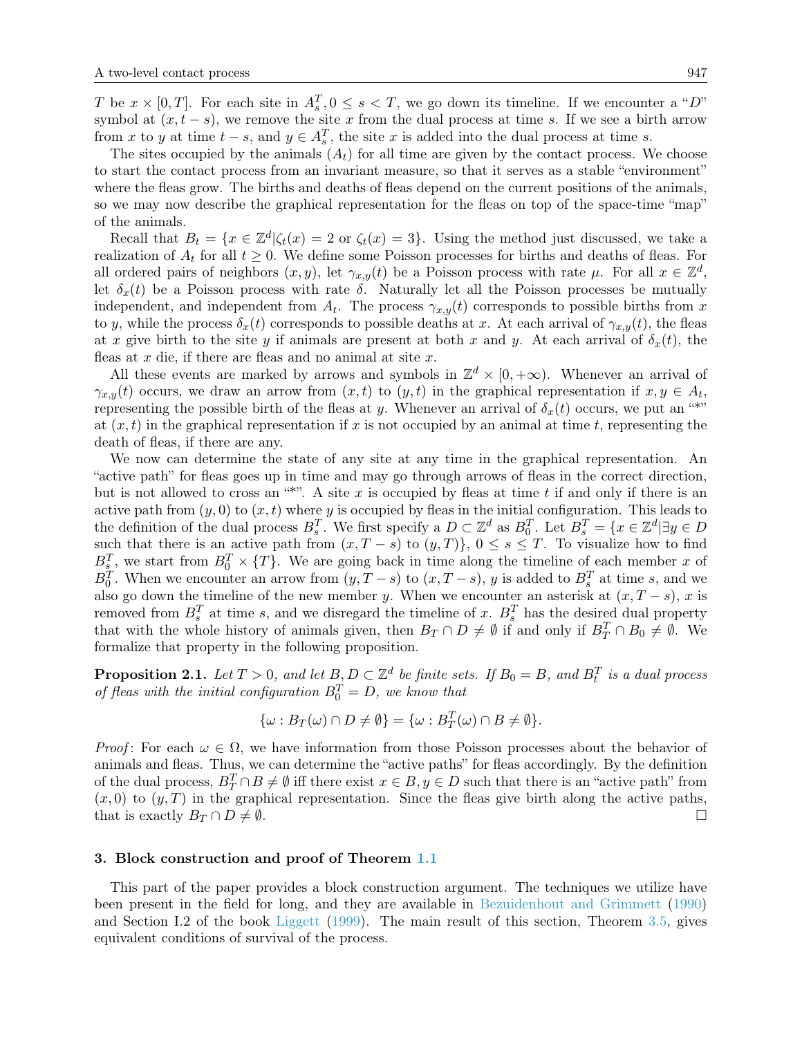$T$ be $x \times [0, T]$. For each site in $A_s^T, 0 \leq s < T$, we go down its timeline. If we encounter a "$D$" symbol at $(x, t-s)$, we remove the site $x$ from the dual process at time $s$. If we see a birth arrow from $x$ to $y$ at time $t-s$, and $y \in A_s^T$, the site $x$ is added into the dual process at time $s$.

The sites occupied by the animals $(A_t)$ for all time are given by the contact process. We choose to start the contact process from an invariant measure, so that it serves as a stable "environment" where the fleas grow. The births and deaths of fleas depend on the current positions of the animals, so we may now describe the graphical representation for the fleas on top of the space-time "map" of the animals.

Recall that $B_t = \{x \in \mathbb{Z}^d | \zeta_t(x) = 2 \text{ or } \zeta_t(x) = 3\}$. Using the method just discussed, we take a realization of $A_t$ for all $t \geq 0$. We define some Poisson processes for births and deaths of fleas. For all ordered pairs of neighbors $(x, y)$, let $\gamma_{x,y}(t)$ be a Poisson process with rate $\mu$. For all $x \in \mathbb{Z}^d$, let $\delta_x(t)$ be a Poisson process with rate $\delta$. Naturally let all the Poisson processes be mutually independent, and independent from $A_t$. The process $\gamma_{x,y}(t)$ corresponds to possible births from $x$ to $y$, while the process $\delta_x(t)$ corresponds to possible deaths at $x$. At each arrival of $\gamma_{x,y}(t)$, the fleas at $x$ give birth to the site $y$ if animals are present at both $x$ and $y$. At each arrival of $\delta_x(t)$, the fleas at $x$ die, if there are fleas and no animal at site $x$.

All these events are marked by arrows and symbols in $\mathbb{Z}^d \times [0, +\infty)$. Whenever an arrival of $\gamma_{x,y}(t)$ occurs, we draw an arrow from $(x, t)$ to $(y, t)$ in the graphical representation if $x, y \in A_t$, representing the possible birth of the fleas at $y$. Whenever an arrival of $\delta_x(t)$ occurs, we put an "*" at $(x, t)$ in the graphical representation if $x$ is not occupied by an animal at time $t$, representing the death of fleas, if there are any.

We now can determine the state of any site at any time in the graphical representation. An "active path" for fleas goes up in time and may go through arrows of fleas in the correct direction, but is not allowed to cross an "*". A site $x$ is occupied by fleas at time $t$ if and only if there is an active path from $(y, 0)$ to $(x, t)$ where $y$ is occupied by fleas in the initial configuration. This leads to the definition of the dual process $B_s^T$. We first specify a $D \subset \mathbb{Z}^d$ as $B_0^T$. Let $B_s^T = \{x \in \mathbb{Z}^d | \exists y \in D$ such that there is an active path from $(x, T-s)$ to $(y, T)\}$, $0 \leq s \leq T$. To visualize how to find $B_s^T$, we start from $B_0^T \times \{T\}$. We are going back in time along the timeline of each member $x$ of $B_0^T$. When we encounter an arrow from $(y, T-s)$ to $(x, T-s)$, $y$ is added to $B_s^T$ at time $s$, and we also go down the timeline of the new member $y$. When we encounter an asterisk at $(x, T-s)$, $x$ is removed from $B_s^T$ at time $s$, and we disregard the timeline of $x$. $B_s^T$ has the desired dual property that with the whole history of animals given, then $B_T \cap D \neq \emptyset$ if and only if $B_T^T \cap B_0 \neq \emptyset$. We formalize that property in the following proposition.

**Proposition 2.1.** *Let $T > 0$, and let $B, D \subset \mathbb{Z}^d$ be finite sets. If $B_0 = B$, and $B_t^T$ is a dual process of fleas with the initial configuration $B_0^T = D$, we know that*

$$\{\omega : B_T(\omega) \cap D \neq \emptyset\} = \{\omega : B_T^T(\omega) \cap B \neq \emptyset\}.$$

*Proof*: For each $\omega \in \Omega$, we have information from those Poisson processes about the behavior of animals and fleas. Thus, we can determine the "active paths" for fleas accordingly. By the definition of the dual process, $B_T^T \cap B \neq \emptyset$ iff there exist $x \in B, y \in D$ such that there is an "active path" from $(x, 0)$ to $(y, T)$ in the graphical representation. Since the fleas give birth along the active paths, that is exactly $B_T \cap D \neq \emptyset$. □

## 3. Block construction and proof of Theorem 1.1

This part of the paper provides a block construction argument. The techniques we utilize have been present in the field for long, and they are available in Bezuidenhout and Grimmett (1990) and Section I.2 of the book Liggett (1999). The main result of this section, Theorem 3.5, gives equivalent conditions of survival of the process.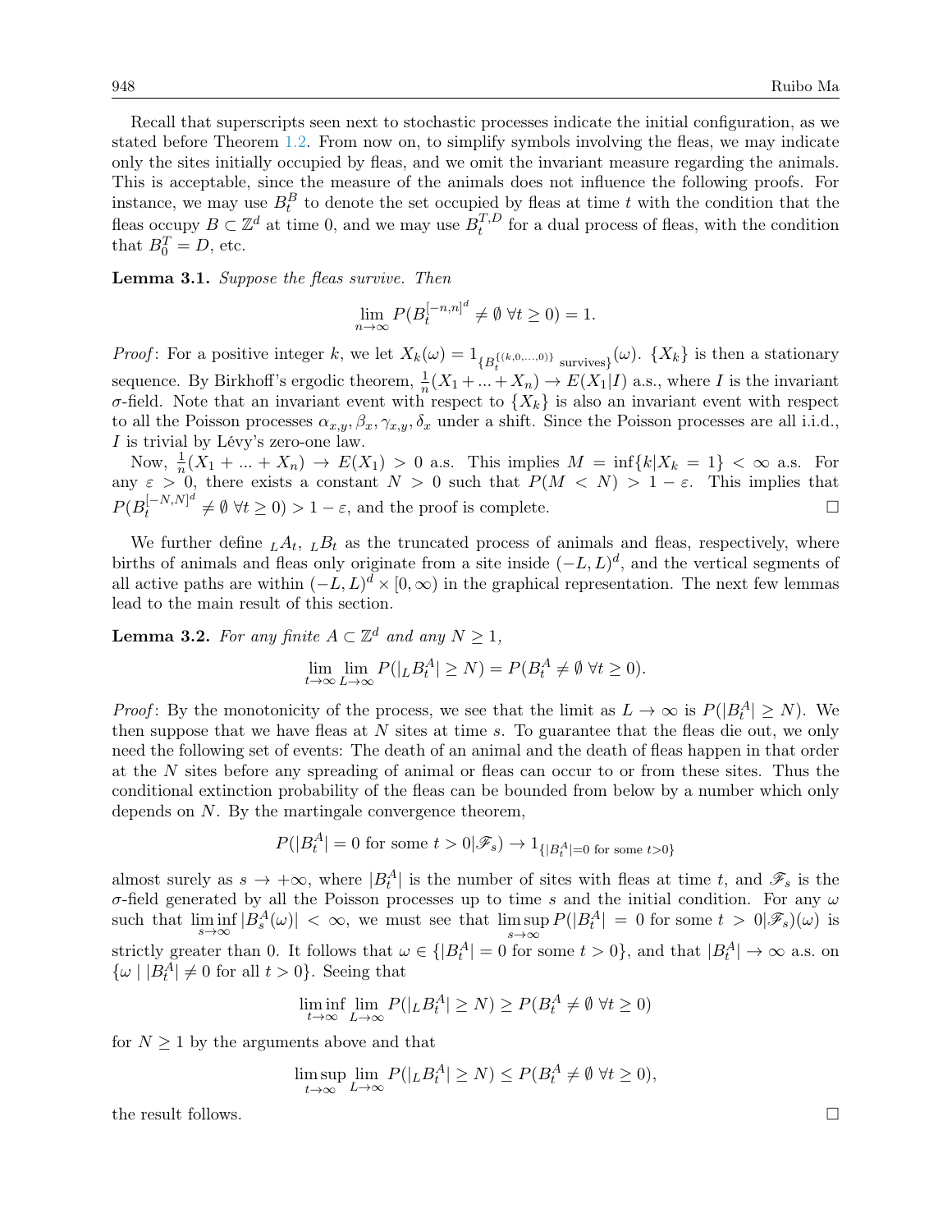Recall that superscripts seen next to stochastic processes indicate the initial configuration, as we stated before Theorem 1.2. From now on, to simplify symbols involving the fleas, we may indicate only the sites initially occupied by fleas, and we omit the invariant measure regarding the animals. This is acceptable, since the measure of the animals does not influence the following proofs. For instance, we may use $B_t^B$ to denote the set occupied by fleas at time $t$ with the condition that the fleas occupy $B \subset \mathbb{Z}^d$ at time 0, and we may use $B_t^{T,D}$ for a dual process of fleas, with the condition that $B_0^T = D$, etc.

**Lemma 3.1.** *Suppose the fleas survive. Then*

$$\lim_{n\to\infty} P(B_t^{[-n,n]^d} \neq \emptyset \ \forall t \geq 0) = 1.$$

*Proof*: For a positive integer $k$, we let $X_k(\omega) = 1_{\{B_t^{\{(k,0,\dots,0)\}} \text{ survives}\}}(\omega)$. $\{X_k\}$ is then a stationary sequence. By Birkhoff's ergodic theorem, $\frac{1}{n}(X_1 + \dots + X_n) \to E(X_1|I)$ a.s., where $I$ is the invariant $\sigma$-field. Note that an invariant event with respect to $\{X_k\}$ is also an invariant event with respect to all the Poisson processes $\alpha_{x,y}, \beta_x, \gamma_{x,y}, \delta_x$ under a shift. Since the Poisson processes are all i.i.d., $I$ is trivial by Lévy's zero-one law.

Now, $\frac{1}{n}(X_1 + \dots + X_n) \to E(X_1) > 0$ a.s. This implies $M = \inf\{k | X_k = 1\} < \infty$ a.s. For any $\varepsilon > 0$, there exists a constant $N > 0$ such that $P(M < N) > 1 - \varepsilon$. This implies that $P(B_t^{[-N,N]^d} \neq \emptyset \ \forall t \geq 0) > 1 - \varepsilon$, and the proof is complete. $\square$

We further define ${}_LA_t$, ${}_LB_t$ as the truncated process of animals and fleas, respectively, where births of animals and fleas only originate from a site inside $(-L, L)^d$, and the vertical segments of all active paths are within $(-L, L)^d \times [0, \infty)$ in the graphical representation. The next few lemmas lead to the main result of this section.

**Lemma 3.2.** *For any finite $A \subset \mathbb{Z}^d$ and any $N \geq 1$,*

$$\lim_{t\to\infty} \lim_{L\to\infty} P(|{}_LB_t^A| \geq N) = P(B_t^A \neq \emptyset \ \forall t \geq 0).$$

*Proof*: By the monotonicity of the process, we see that the limit as $L \to \infty$ is $P(|B_t^A| \geq N)$. We then suppose that we have fleas at $N$ sites at time $s$. To guarantee that the fleas die out, we only need the following set of events: The death of an animal and the death of fleas happen in that order at the $N$ sites before any spreading of animal or fleas can occur to or from these sites. Thus the conditional extinction probability of the fleas can be bounded from below by a number which only depends on $N$. By the martingale convergence theorem,

$$P(|B_t^A| = 0 \text{ for some } t > 0 | \mathscr{F}_s) \to 1_{\{|B_t^A|=0 \text{ for some } t>0\}}$$

almost surely as $s \to +\infty$, where $|B_t^A|$ is the number of sites with fleas at time $t$, and $\mathscr{F}_s$ is the $\sigma$-field generated by all the Poisson processes up to time $s$ and the initial condition. For any $\omega$ such that $\liminf_{s\to\infty} |B_s^A(\omega)| < \infty$, we must see that $\limsup_{s\to\infty} P(|B_t^A| = 0 \text{ for some } t > 0 | \mathscr{F}_s)(\omega)$ is strictly greater than 0. It follows that $\omega \in \{|B_t^A| = 0 \text{ for some } t > 0\}$, and that $|B_t^A| \to \infty$ a.s. on $\{\omega \mid |B_t^A| \neq 0 \text{ for all } t > 0\}$. Seeing that

$$\liminf_{t\to\infty} \lim_{L\to\infty} P(|{}_LB_t^A| \geq N) \geq P(B_t^A \neq \emptyset \ \forall t \geq 0)$$

for $N \geq 1$ by the arguments above and that

$$\limsup_{t\to\infty} \lim_{L\to\infty} P(|{}_LB_t^A| \geq N) \leq P(B_t^A \neq \emptyset \ \forall t \geq 0),$$

the result follows. $\square$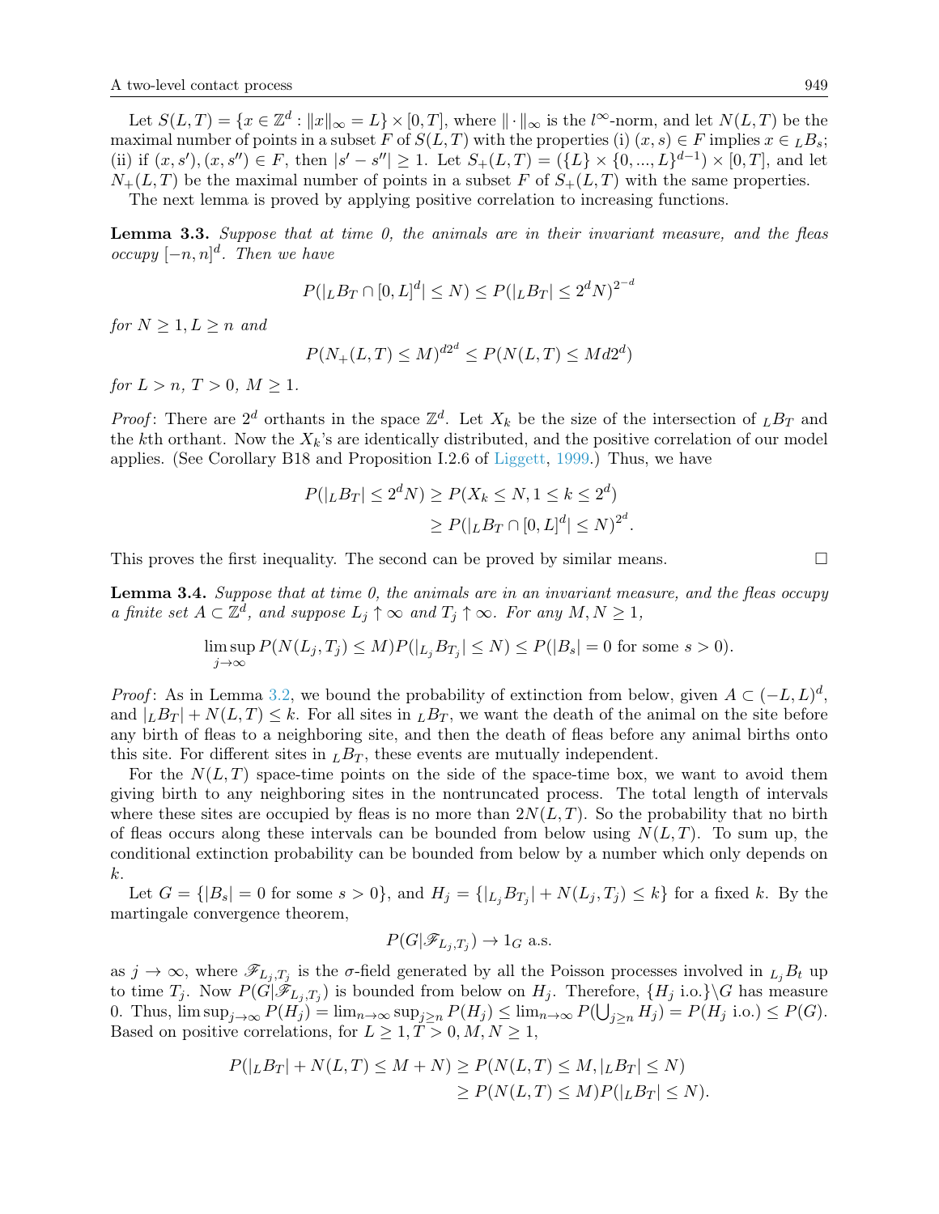Let $S(L,T) = \{x \in \mathbb{Z}^d : \|x\|_\infty = L\} \times [0,T]$, where $\|\cdot\|_\infty$ is the $l^\infty$-norm, and let $N(L,T)$ be the maximal number of points in a subset $F$ of $S(L,T)$ with the properties (i) $(x,s) \in F$ implies $x \in {}_LB_s$; (ii) if $(x,s'), (x,s'') \in F$, then $|s'-s''| \geq 1$. Let $S_+(L,T) = (\{L\} \times \{0,...,L\}^{d-1}) \times [0,T]$, and let $N_+(L,T)$ be the maximal number of points in a subset $F$ of $S_+(L,T)$ with the same properties.

The next lemma is proved by applying positive correlation to increasing functions.

**Lemma 3.3.** *Suppose that at time 0, the animals are in their invariant measure, and the fleas occupy $[-n,n]^d$. Then we have*

$$P(|{}_LB_T \cap [0,L]^d| \leq N) \leq P(|{}_LB_T| \leq 2^d N)^{2^{-d}}$$

*for $N \geq 1, L \geq n$ and*

$$P(N_+(L,T) \leq M)^{d2^d} \leq P(N(L,T) \leq Md2^d)$$

*for $L > n$, $T > 0$, $M \geq 1$.*

*Proof*: There are $2^d$ orthants in the space $\mathbb{Z}^d$. Let $X_k$ be the size of the intersection of ${}_LB_T$ and the $k$th orthant. Now the $X_k$'s are identically distributed, and the positive correlation of our model applies. (See Corollary B18 and Proposition I.2.6 of Liggett, 1999.) Thus, we have

$$\begin{aligned} P(|{}_LB_T| \leq 2^d N) &\geq P(X_k \leq N, 1 \leq k \leq 2^d) \\ &\geq P(|{}_LB_T \cap [0,L]^d| \leq N)^{2^d}. \end{aligned}$$

This proves the first inequality. The second can be proved by similar means. □

**Lemma 3.4.** *Suppose that at time 0, the animals are in an invariant measure, and the fleas occupy a finite set $A \subset \mathbb{Z}^d$, and suppose $L_j \uparrow \infty$ and $T_j \uparrow \infty$. For any $M, N \geq 1$,*

$$\limsup_{j\to\infty} P(N(L_j,T_j) \leq M) P(|{}_{L_j}B_{T_j}| \leq N) \leq P(|B_s| = 0 \text{ for some } s > 0).$$

*Proof*: As in Lemma 3.2, we bound the probability of extinction from below, given $A \subset (-L,L)^d$, and $|{}_LB_T| + N(L,T) \leq k$. For all sites in ${}_LB_T$, we want the death of the animal on the site before any birth of fleas to a neighboring site, and then the death of fleas before any animal births onto this site. For different sites in ${}_LB_T$, these events are mutually independent.

For the $N(L,T)$ space-time points on the side of the space-time box, we want to avoid them giving birth to any neighboring sites in the nontruncated process. The total length of intervals where these sites are occupied by fleas is no more than $2N(L,T)$. So the probability that no birth of fleas occurs along these intervals can be bounded from below using $N(L,T)$. To sum up, the conditional extinction probability can be bounded from below by a number which only depends on $k$.

Let $G = \{|B_s| = 0 \text{ for some } s > 0\}$, and $H_j = \{|{}_{L_j}B_{T_j}| + N(L_j,T_j) \leq k\}$ for a fixed $k$. By the martingale convergence theorem,

$$P(G|\mathscr{F}_{L_j,T_j}) \to 1_G \text{ a.s.}$$

as $j \to \infty$, where $\mathscr{F}_{L_j,T_j}$ is the $\sigma$-field generated by all the Poisson processes involved in ${}_{L_j}B_t$ up to time $T_j$. Now $P(G|\mathscr{F}_{L_j,T_j})$ is bounded from below on $H_j$. Therefore, $\{H_j \text{ i.o.}\}\backslash G$ has measure 0. Thus, $\limsup_{j\to\infty} P(H_j) = \lim_{n\to\infty} \sup_{j\geq n} P(H_j) \leq \lim_{n\to\infty} P(\bigcup_{j\geq n} H_j) = P(H_j \text{ i.o.}) \leq P(G)$. Based on positive correlations, for $L \geq 1, T > 0, M, N \geq 1$,

$$\begin{aligned} P(|{}_LB_T| + N(L,T) \leq M+N) &\geq P(N(L,T) \leq M, |{}_LB_T| \leq N) \\ &\geq P(N(L,T) \leq M) P(|{}_LB_T| \leq N). \end{aligned}$$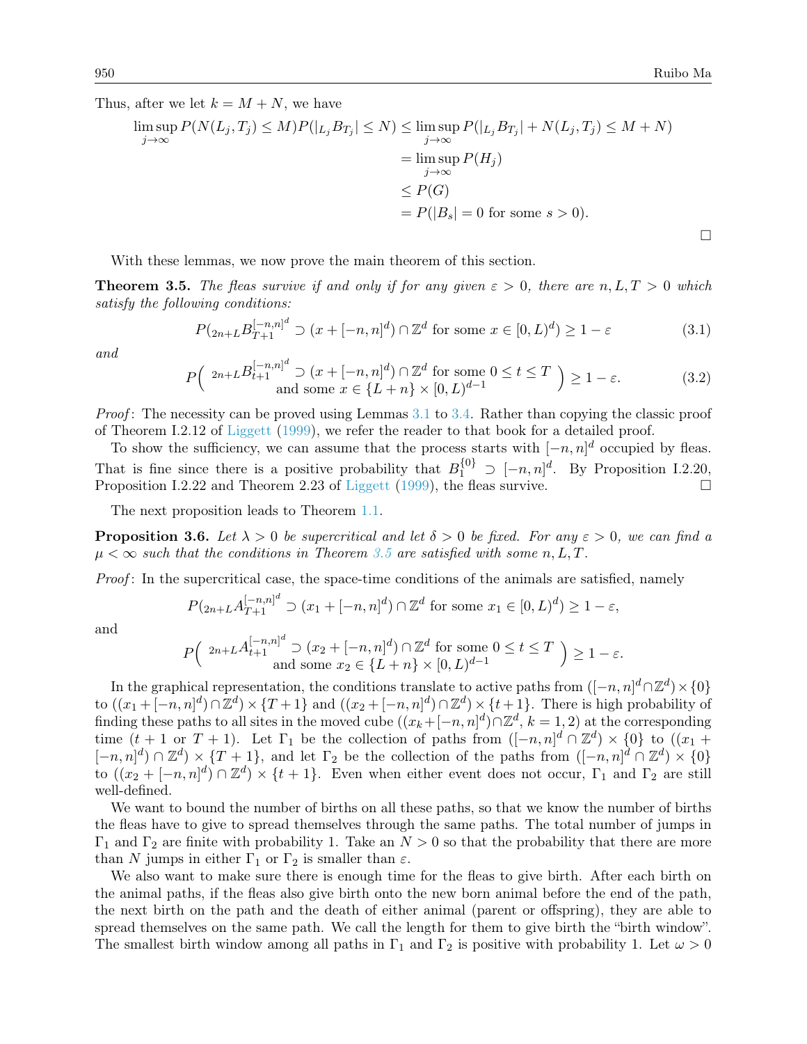Thus, after we let $k = M + N$, we have

$$
\begin{aligned}
\limsup_{j\to\infty} P(N(L_j, T_j) \le M) P(|{}_{L_j}B_{T_j}| \le N) &\le \limsup_{j\to\infty} P(|{}_{L_j}B_{T_j}| + N(L_j, T_j) \le M + N) \\
&= \limsup_{j\to\infty} P(H_j) \\
&\le P(G) \\
&= P(|B_s| = 0 \text{ for some } s > 0).
\end{aligned}
$$

□

With these lemmas, we now prove the main theorem of this section.

**Theorem 3.5.** *The fleas survive if and only if for any given $\varepsilon > 0$, there are $n, L, T > 0$ which satisfy the following conditions:*

$$
P({}_{2n+L}B_{T+1}^{[-n,n]^d} \supset (x + [-n,n]^d) \cap \mathbb{Z}^d \text{ for some } x \in [0,L)^d) \ge 1 - \varepsilon \tag{3.1}
$$

*and*

$$
P\Big( \begin{array}{c} {}_{2n+L}B_{t+1}^{[-n,n]^d} \supset (x + [-n,n]^d) \cap \mathbb{Z}^d \text{ for some } 0 \le t \le T \\ \text{and some } x \in \{L+n\} \times [0,L)^{d-1} \end{array} \Big) \ge 1 - \varepsilon. \tag{3.2}
$$

*Proof*: The necessity can be proved using Lemmas 3.1 to 3.4. Rather than copying the classic proof of Theorem I.2.12 of Liggett (1999), we refer the reader to that book for a detailed proof.

To show the sufficiency, we can assume that the process starts with $[-n,n]^d$ occupied by fleas. That is fine since there is a positive probability that $B_1^{\{0\}} \supset [-n,n]^d$. By Proposition I.2.20, Proposition I.2.22 and Theorem 2.23 of Liggett (1999), the fleas survive. □

The next proposition leads to Theorem 1.1.

**Proposition 3.6.** *Let $\lambda > 0$ be supercritical and let $\delta > 0$ be fixed. For any $\varepsilon > 0$, we can find a $\mu < \infty$ such that the conditions in Theorem 3.5 are satisfied with some $n, L, T$.*

*Proof*: In the supercritical case, the space-time conditions of the animals are satisfied, namely

$$
P({}_{2n+L}A_{T+1}^{[-n,n]^d} \supset (x_1 + [-n,n]^d) \cap \mathbb{Z}^d \text{ for some } x_1 \in [0,L)^d) \ge 1 - \varepsilon,
$$

and

$$
P\Big( \begin{array}{c} {}_{2n+L}A_{t+1}^{[-n,n]^d} \supset (x_2 + [-n,n]^d) \cap \mathbb{Z}^d \text{ for some } 0 \le t \le T \\ \text{and some } x_2 \in \{L+n\} \times [0,L)^{d-1} \end{array} \Big) \ge 1 - \varepsilon.
$$

In the graphical representation, the conditions translate to active paths from $([-n,n]^d \cap \mathbb{Z}^d) \times \{0\}$ to $((x_1 + [-n,n]^d) \cap \mathbb{Z}^d) \times \{T+1\}$ and $((x_2 + [-n,n]^d) \cap \mathbb{Z}^d) \times \{t+1\}$. There is high probability of finding these paths to all sites in the moved cube $((x_k + [-n,n]^d) \cap \mathbb{Z}^d$, $k = 1, 2)$ at the corresponding time ($t+1$ or $T+1$). Let $\Gamma_1$ be the collection of paths from $([-n,n]^d \cap \mathbb{Z}^d) \times \{0\}$ to $((x_1 + [-n,n]^d) \cap \mathbb{Z}^d) \times \{T+1\}$, and let $\Gamma_2$ be the collection of the paths from $([-n,n]^d \cap \mathbb{Z}^d) \times \{0\}$ to $((x_2 + [-n,n]^d) \cap \mathbb{Z}^d) \times \{t+1\}$. Even when either event does not occur, $\Gamma_1$ and $\Gamma_2$ are still well-defined.

We want to bound the number of births on all these paths, so that we know the number of births the fleas have to give to spread themselves through the same paths. The total number of jumps in $\Gamma_1$ and $\Gamma_2$ are finite with probability 1. Take an $N > 0$ so that the probability that there are more than $N$ jumps in either $\Gamma_1$ or $\Gamma_2$ is smaller than $\varepsilon$.

We also want to make sure there is enough time for the fleas to give birth. After each birth on the animal paths, if the fleas also give birth onto the new born animal before the end of the path, the next birth on the path and the death of either animal (parent or offspring), they are able to spread themselves on the same path. We call the length for them to give birth the "birth window". The smallest birth window among all paths in $\Gamma_1$ and $\Gamma_2$ is positive with probability 1. Let $\omega > 0$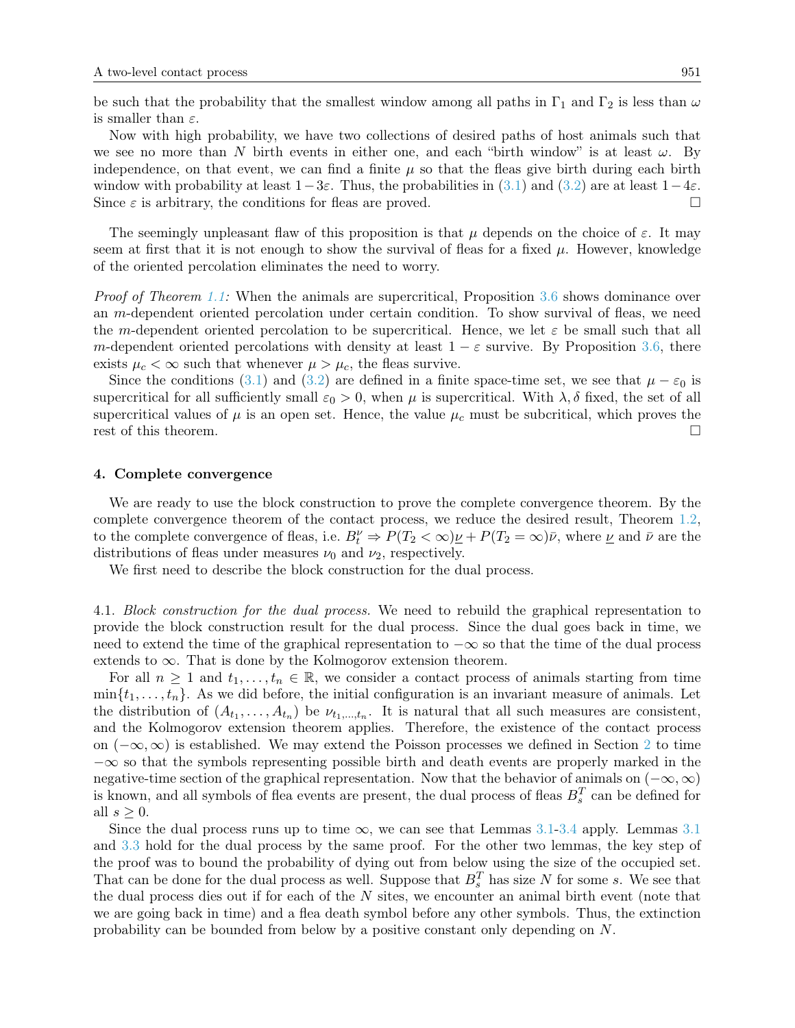be such that the probability that the smallest window among all paths in $\Gamma_1$ and $\Gamma_2$ is less than $\omega$ is smaller than $\varepsilon$.

Now with high probability, we have two collections of desired paths of host animals such that we see no more than $N$ birth events in either one, and each "birth window" is at least $\omega$. By independence, on that event, we can find a finite $\mu$ so that the fleas give birth during each birth window with probability at least $1-3\varepsilon$. Thus, the probabilities in (3.1) and (3.2) are at least $1-4\varepsilon$. Since $\varepsilon$ is arbitrary, the conditions for fleas are proved. □

The seemingly unpleasant flaw of this proposition is that $\mu$ depends on the choice of $\varepsilon$. It may seem at first that it is not enough to show the survival of fleas for a fixed $\mu$. However, knowledge of the oriented percolation eliminates the need to worry.

*Proof of Theorem 1.1:* When the animals are supercritical, Proposition 3.6 shows dominance over an $m$-dependent oriented percolation under certain condition. To show survival of fleas, we need the $m$-dependent oriented percolation to be supercritical. Hence, we let $\varepsilon$ be small such that all $m$-dependent oriented percolations with density at least $1-\varepsilon$ survive. By Proposition 3.6, there exists $\mu_c < \infty$ such that whenever $\mu > \mu_c$, the fleas survive.

Since the conditions (3.1) and (3.2) are defined in a finite space-time set, we see that $\mu - \varepsilon_0$ is supercritical for all sufficiently small $\varepsilon_0 > 0$, when $\mu$ is supercritical. With $\lambda, \delta$ fixed, the set of all supercritical values of $\mu$ is an open set. Hence, the value $\mu_c$ must be subcritical, which proves the rest of this theorem. □

## 4. Complete convergence

We are ready to use the block construction to prove the complete convergence theorem. By the complete convergence theorem of the contact process, we reduce the desired result, Theorem 1.2, to the complete convergence of fleas, i.e. $B_t^\nu \Rightarrow P(T_2 < \infty)\underline{\nu} + P(T_2 = \infty)\bar{\nu}$, where $\underline{\nu}$ and $\bar{\nu}$ are the distributions of fleas under measures $\nu_0$ and $\nu_2$, respectively.

We first need to describe the block construction for the dual process.

4.1. *Block construction for the dual process.* We need to rebuild the graphical representation to provide the block construction result for the dual process. Since the dual goes back in time, we need to extend the time of the graphical representation to $-\infty$ so that the time of the dual process extends to $\infty$. That is done by the Kolmogorov extension theorem.

For all $n \geq 1$ and $t_1, \ldots, t_n \in \mathbb{R}$, we consider a contact process of animals starting from time $\min\{t_1, \ldots, t_n\}$. As we did before, the initial configuration is an invariant measure of animals. Let the distribution of $(A_{t_1}, \ldots, A_{t_n})$ be $\nu_{t_1,\ldots,t_n}$. It is natural that all such measures are consistent, and the Kolmogorov extension theorem applies. Therefore, the existence of the contact process on $(-\infty, \infty)$ is established. We may extend the Poisson processes we defined in Section 2 to time $-\infty$ so that the symbols representing possible birth and death events are properly marked in the negative-time section of the graphical representation. Now that the behavior of animals on $(-\infty, \infty)$ is known, and all symbols of flea events are present, the dual process of fleas $B_s^T$ can be defined for all $s \geq 0$.

Since the dual process runs up to time $\infty$, we can see that Lemmas 3.1-3.4 apply. Lemmas 3.1 and 3.3 hold for the dual process by the same proof. For the other two lemmas, the key step of the proof was to bound the probability of dying out from below using the size of the occupied set. That can be done for the dual process as well. Suppose that $B_s^T$ has size $N$ for some $s$. We see that the dual process dies out if for each of the $N$ sites, we encounter an animal birth event (note that we are going back in time) and a flea death symbol before any other symbols. Thus, the extinction probability can be bounded from below by a positive constant only depending on $N$.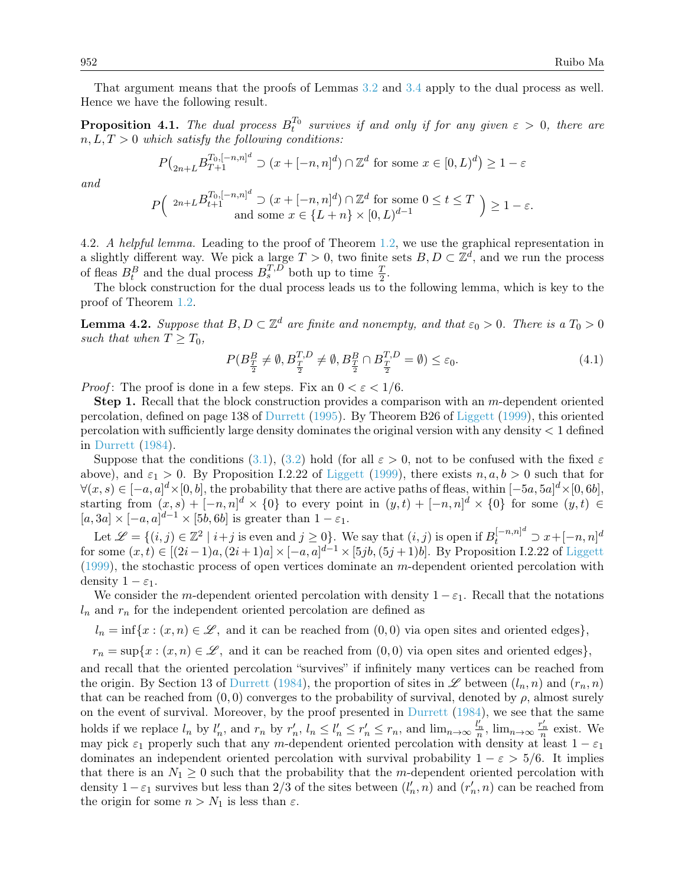That argument means that the proofs of Lemmas 3.2 and 3.4 apply to the dual process as well. Hence we have the following result.

**Proposition 4.1.** *The dual process $B_t^{T_0}$ survives if and only if for any given $\varepsilon > 0$, there are $n, L, T > 0$ which satisfy the following conditions:*

$$P\big({}_{2n+L}B_{T+1}^{T_0,[-n,n]^d} \supset (x + [-n,n]^d) \cap \mathbb{Z}^d \text{ for some } x \in [0,L)^d\big) \geq 1 - \varepsilon$$

*and*

$$P\left( \begin{array}{c} {}_{2n+L}B_{t+1}^{T_0,[-n,n]^d} \supset (x + [-n,n]^d) \cap \mathbb{Z}^d \text{ for some } 0 \leq t \leq T \\ \text{and some } x \in \{L+n\} \times [0,L)^{d-1} \end{array} \right) \geq 1 - \varepsilon.$$

4.2. *A helpful lemma.* Leading to the proof of Theorem 1.2, we use the graphical representation in a slightly different way. We pick a large $T > 0$, two finite sets $B, D \subset \mathbb{Z}^d$, and we run the process of fleas $B_t^B$ and the dual process $B_s^{T,D}$ both up to time $\frac{T}{2}$.

The block construction for the dual process leads us to the following lemma, which is key to the proof of Theorem 1.2.

**Lemma 4.2.** *Suppose that $B, D \subset \mathbb{Z}^d$ are finite and nonempty, and that $\varepsilon_0 > 0$. There is a $T_0 > 0$ such that when $T \geq T_0$,*

$$P(B_{\frac{T}{2}}^B \neq \emptyset, B_{\frac{T}{2}}^{T,D} \neq \emptyset, B_{\frac{T}{2}}^B \cap B_{\frac{T}{2}}^{T,D} = \emptyset) \leq \varepsilon_0. \tag{4.1}$$

*Proof*: The proof is done in a few steps. Fix an $0 < \varepsilon < 1/6$.

**Step 1.** Recall that the block construction provides a comparison with an $m$-dependent oriented percolation, defined on page 138 of Durrett (1995). By Theorem B26 of Liggett (1999), this oriented percolation with sufficiently large density dominates the original version with any density $< 1$ defined in Durrett (1984).

Suppose that the conditions (3.1), (3.2) hold (for all $\varepsilon > 0$, not to be confused with the fixed $\varepsilon$ above), and $\varepsilon_1 > 0$. By Proposition I.2.22 of Liggett (1999), there exists $n, a, b > 0$ such that for $\forall (x,s) \in [-a,a]^d \times [0,b]$, the probability that there are active paths of fleas, within $[-5a,5a]^d \times [0,6b]$, starting from $(x,s) + [-n,n]^d \times \{0\}$ to every point in $(y,t) + [-n,n]^d \times \{0\}$ for some $(y,t) \in [a,3a] \times [-a,a]^{d-1} \times [5b,6b]$ is greater than $1 - \varepsilon_1$.

Let $\mathscr{L} = \{(i,j) \in \mathbb{Z}^2 \mid i+j \text{ is even and } j \geq 0\}$. We say that $(i,j)$ is open if $B_t^{[-n,n]^d} \supset x + [-n,n]^d$ for some $(x,t) \in [(2i-1)a, (2i+1)a] \times [-a,a]^{d-1} \times [5jb, (5j+1)b]$. By Proposition I.2.22 of Liggett (1999), the stochastic process of open vertices dominate an $m$-dependent oriented percolation with density $1 - \varepsilon_1$.

We consider the $m$-dependent oriented percolation with density $1 - \varepsilon_1$. Recall that the notations $l_n$ and $r_n$ for the independent oriented percolation are defined as

$$l_n = \inf\{x : (x,n) \in \mathscr{L}, \text{ and it can be reached from } (0,0) \text{ via open sites and oriented edges}\},$$

$$r_n = \sup\{x : (x,n) \in \mathscr{L}, \text{ and it can be reached from } (0,0) \text{ via open sites and oriented edges}\},$$

and recall that the oriented percolation "survives" if infinitely many vertices can be reached from the origin. By Section 13 of Durrett (1984), the proportion of sites in $\mathscr{L}$ between $(l_n, n)$ and $(r_n, n)$ that can be reached from $(0,0)$ converges to the probability of survival, denoted by $\rho$, almost surely on the event of survival. Moreover, by the proof presented in Durrett (1984), we see that the same holds if we replace $l_n$ by $l'_n$, and $r_n$ by $r'_n$, $l_n \leq l'_n \leq r'_n \leq r_n$, and $\lim_{n\to\infty} \frac{l'_n}{n}$, $\lim_{n\to\infty} \frac{r'_n}{n}$ exist. We may pick $\varepsilon_1$ properly such that any $m$-dependent oriented percolation with density at least $1 - \varepsilon_1$ dominates an independent oriented percolation with survival probability $1 - \varepsilon > 5/6$. It implies that there is an $N_1 \geq 0$ such that the probability that the $m$-dependent oriented percolation with density $1 - \varepsilon_1$ survives but less than $2/3$ of the sites between $(l'_n, n)$ and $(r'_n, n)$ can be reached from the origin for some $n > N_1$ is less than $\varepsilon$.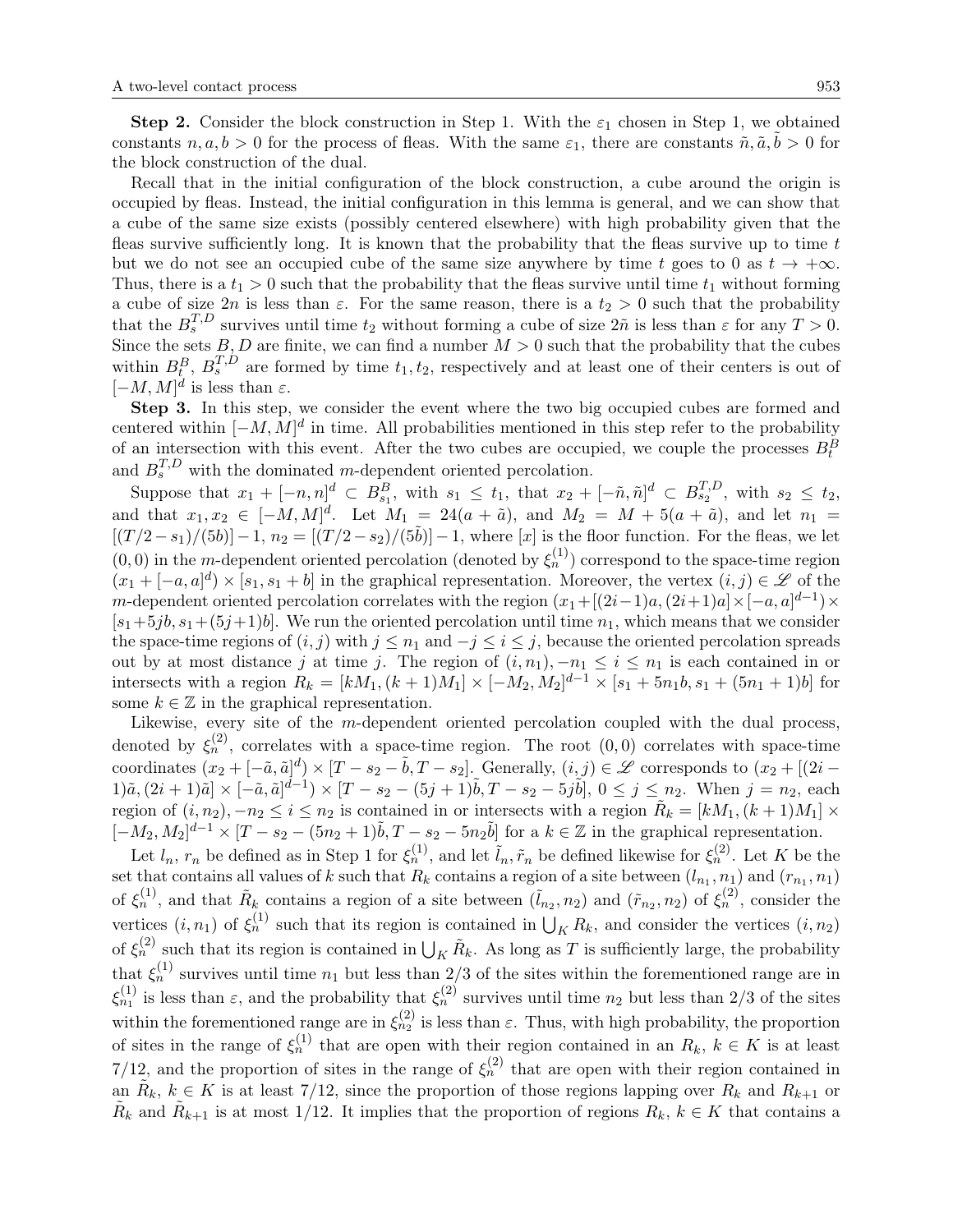**Step 2.** Consider the block construction in Step 1. With the $\varepsilon_1$ chosen in Step 1, we obtained constants $n, a, b > 0$ for the process of fleas. With the same $\varepsilon_1$, there are constants $\tilde{n}, \tilde{a}, \tilde{b} > 0$ for the block construction of the dual.

Recall that in the initial configuration of the block construction, a cube around the origin is occupied by fleas. Instead, the initial configuration in this lemma is general, and we can show that a cube of the same size exists (possibly centered elsewhere) with high probability given that the fleas survive sufficiently long. It is known that the probability that the fleas survive up to time $t$ but we do not see an occupied cube of the same size anywhere by time $t$ goes to 0 as $t \to +\infty$. Thus, there is a $t_1 > 0$ such that the probability that the fleas survive until time $t_1$ without forming a cube of size $2n$ is less than $\varepsilon$. For the same reason, there is a $t_2 > 0$ such that the probability that the $B_s^{T,D}$ survives until time $t_2$ without forming a cube of size $2\tilde{n}$ is less than $\varepsilon$ for any $T > 0$. Since the sets $B, D$ are finite, we can find a number $M > 0$ such that the probability that the cubes within $B_t^B$, $B_s^{T,D}$ are formed by time $t_1, t_2$, respectively and at least one of their centers is out of $[-M, M]^d$ is less than $\varepsilon$.

**Step 3.** In this step, we consider the event where the two big occupied cubes are formed and centered within $[-M, M]^d$ in time. All probabilities mentioned in this step refer to the probability of an intersection with this event. After the two cubes are occupied, we couple the processes $B_t^B$ and $B_s^{T,D}$ with the dominated $m$-dependent oriented percolation.

Suppose that $x_1 + [-n, n]^d \subset B_{s_1}^B$, with $s_1 \le t_1$, that $x_2 + [-\tilde{n}, \tilde{n}]^d \subset B_{s_2}^{T,D}$, with $s_2 \le t_2$, and that $x_1, x_2 \in [-M, M]^d$. Let $M_1 = 24(a + \tilde{a})$, and $M_2 = M + 5(a + \tilde{a})$, and let $n_1 = [(T/2 - s_1)/(5b)] - 1$, $n_2 = [(T/2 - s_2)/(5\tilde{b})] - 1$, where $[x]$ is the floor function. For the fleas, we let $(0, 0)$ in the $m$-dependent oriented percolation (denoted by $\xi_n^{(1)}$) correspond to the space-time region $(x_1 + [-a, a]^d) \times [s_1, s_1 + b]$ in the graphical representation. Moreover, the vertex $(i, j) \in \mathscr{L}$ of the $m$-dependent oriented percolation correlates with the region $(x_1 + [(2i-1)a, (2i+1)a] \times [-a, a]^{d-1}) \times [s_1 + 5jb, s_1 + (5j+1)b]$. We run the oriented percolation until time $n_1$, which means that we consider the space-time regions of $(i, j)$ with $j \le n_1$ and $-j \le i \le j$, because the oriented percolation spreads out by at most distance $j$ at time $j$. The region of $(i, n_1), -n_1 \le i \le n_1$ is each contained in or intersects with a region $R_k = [kM_1, (k+1)M_1] \times [-M_2, M_2]^{d-1} \times [s_1 + 5n_1 b, s_1 + (5n_1 + 1)b]$ for some $k \in \mathbb{Z}$ in the graphical representation.

Likewise, every site of the $m$-dependent oriented percolation coupled with the dual process, denoted by $\xi_n^{(2)}$, correlates with a space-time region. The root $(0, 0)$ correlates with space-time coordinates $(x_2 + [-\tilde{a}, \tilde{a}]^d) \times [T - s_2 - \tilde{b}, T - s_2]$. Generally, $(i, j) \in \mathscr{L}$ corresponds to $(x_2 + [(2i - 1)\tilde{a}, (2i+1)\tilde{a}] \times [-\tilde{a}, \tilde{a}]^{d-1}) \times [T - s_2 - (5j+1)\tilde{b}, T - s_2 - 5j\tilde{b}]$, $0 \le j \le n_2$. When $j = n_2$, each region of $(i, n_2), -n_2 \le i \le n_2$ is contained in or intersects with a region $\tilde{R}_k = [kM_1, (k+1)M_1] \times [-M_2, M_2]^{d-1} \times [T - s_2 - (5n_2 + 1)\tilde{b}, T - s_2 - 5n_2\tilde{b}]$ for a $k \in \mathbb{Z}$ in the graphical representation.

Let $l_n$, $r_n$ be defined as in Step 1 for $\xi_n^{(1)}$, and let $\tilde{l}_n, \tilde{r}_n$ be defined likewise for $\xi_n^{(2)}$. Let $K$ be the set that contains all values of $k$ such that $R_k$ contains a region of a site between $(l_{n_1}, n_1)$ and $(r_{n_1}, n_1)$ of $\xi_n^{(1)}$, and that $\tilde{R}_k$ contains a region of a site between $(\tilde{l}_{n_2}, n_2)$ and $(\tilde{r}_{n_2}, n_2)$ of $\xi_n^{(2)}$, consider the vertices $(i, n_1)$ of $\xi_n^{(1)}$ such that its region is contained in $\bigcup_K R_k$, and consider the vertices $(i, n_2)$ of $\xi_n^{(2)}$ such that its region is contained in $\bigcup_K \tilde{R}_k$. As long as $T$ is sufficiently large, the probability that $\xi_n^{(1)}$ survives until time $n_1$ but less than $2/3$ of the sites within the forementioned range are in $\xi_{n_1}^{(1)}$ is less than $\varepsilon$, and the probability that $\xi_n^{(2)}$ survives until time $n_2$ but less than $2/3$ of the sites within the forementioned range are in $\xi_{n_2}^{(2)}$ is less than $\varepsilon$. Thus, with high probability, the proportion of sites in the range of $\xi_n^{(1)}$ that are open with their region contained in an $R_k$, $k \in K$ is at least $7/12$, and the proportion of sites in the range of $\xi_n^{(2)}$ that are open with their region contained in an $\tilde{R}_k$, $k \in K$ is at least $7/12$, since the proportion of those regions lapping over $R_k$ and $R_{k+1}$ or $\tilde{R}_k$ and $\tilde{R}_{k+1}$ is at most $1/12$. It implies that the proportion of regions $R_k$, $k \in K$ that contains a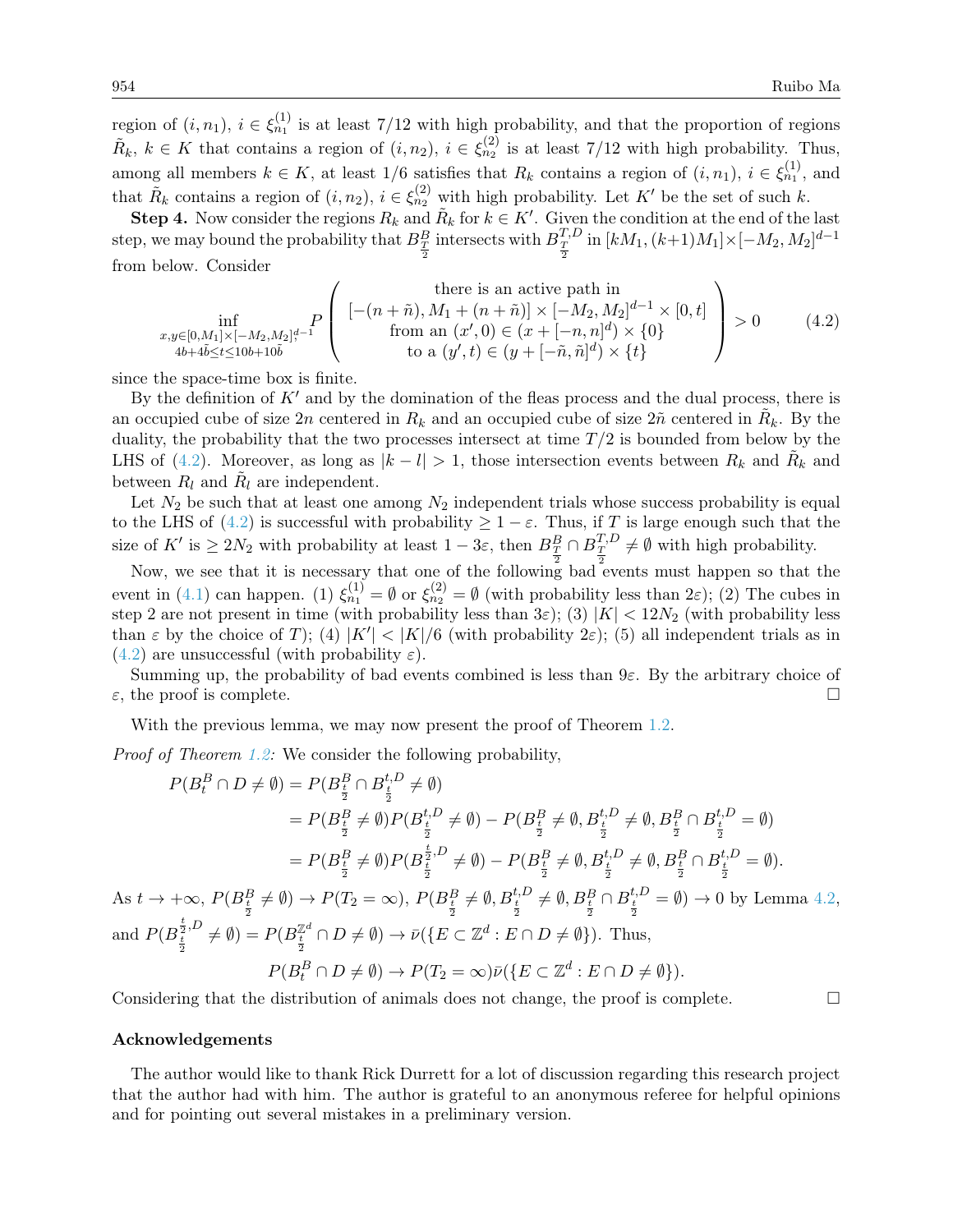region of $(i, n_1)$, $i \in \xi_{n_1}^{(1)}$ is at least 7/12 with high probability, and that the proportion of regions $\tilde{R}_k$, $k \in K$ that contains a region of $(i, n_2)$, $i \in \xi_{n_2}^{(2)}$ is at least 7/12 with high probability. Thus, among all members $k \in K$, at least 1/6 satisfies that $R_k$ contains a region of $(i, n_1)$, $i \in \xi_{n_1}^{(1)}$, and that $\tilde{R}_k$ contains a region of $(i, n_2)$, $i \in \xi_{n_2}^{(2)}$ with high probability. Let $K'$ be the set of such $k$.

**Step 4.** Now consider the regions $R_k$ and $\tilde{R}_k$ for $k \in K'$. Given the condition at the end of the last step, we may bound the probability that $B_{\frac{T}{2}}^B$ intersects with $B_{\frac{T}{2}}^{T,D}$ in $[kM_1, (k+1)M_1] \times [-M_2, M_2]^{d-1}$ from below. Consider

$$\inf_{\substack{x,y \in [0,M_1]\times[-M_2,M_2]^{d-1},\\ 4b+4\tilde{b} \le t \le 10b+10\tilde{b}}} P\left(\begin{array}{c}\text{there is an active path in}\\ [-(n+\tilde{n}), M_1 + (n+\tilde{n})] \times [-M_2, M_2]^{d-1} \times [0,t]\\ \text{from an } (x', 0) \in (x + [-n, n]^d) \times \{0\}\\ \text{to a } (y', t) \in (y + [-\tilde{n}, \tilde{n}]^d) \times \{t\}\end{array}\right) > 0 \tag{4.2}$$

since the space-time box is finite.

By the definition of $K'$ and by the domination of the fleas process and the dual process, there is an occupied cube of size $2n$ centered in $R_k$ and an occupied cube of size $2\tilde{n}$ centered in $\tilde{R}_k$. By the duality, the probability that the two processes intersect at time $T/2$ is bounded from below by the LHS of (4.2). Moreover, as long as $|k - l| > 1$, those intersection events between $R_k$ and $\tilde{R}_k$ and between $R_l$ and $\tilde{R}_l$ are independent.

Let $N_2$ be such that at least one among $N_2$ independent trials whose success probability is equal to the LHS of (4.2) is successful with probability $\ge 1 - \varepsilon$. Thus, if $T$ is large enough such that the size of $K'$ is $\ge 2N_2$ with probability at least $1 - 3\varepsilon$, then $B_{\frac{T}{2}}^B \cap B_{\frac{T}{2}}^{T,D} \neq \emptyset$ with high probability.

Now, we see that it is necessary that one of the following bad events must happen so that the event in (4.1) can happen. (1) $\xi_{n_1}^{(1)} = \emptyset$ or $\xi_{n_2}^{(2)} = \emptyset$ (with probability less than $2\varepsilon$); (2) The cubes in step 2 are not present in time (with probability less than $3\varepsilon$); (3) $|K| < 12N_2$ (with probability less than $\varepsilon$ by the choice of $T$); (4) $|K'| < |K|/6$ (with probability $2\varepsilon$); (5) all independent trials as in (4.2) are unsuccessful (with probability $\varepsilon$).

Summing up, the probability of bad events combined is less than $9\varepsilon$. By the arbitrary choice of $\varepsilon$, the proof is complete. □

With the previous lemma, we may now present the proof of Theorem 1.2.

*Proof of Theorem 1.2:* We consider the following probability,

$$\begin{aligned}
P(B_t^B \cap D \neq \emptyset) &= P(B_{\frac{t}{2}}^B \cap B_{\frac{t}{2}}^{t,D} \neq \emptyset)\\
&= P(B_{\frac{t}{2}}^B \neq \emptyset) P(B_{\frac{t}{2}}^{t,D} \neq \emptyset) - P(B_{\frac{t}{2}}^B \neq \emptyset, B_{\frac{t}{2}}^{t,D} \neq \emptyset, B_{\frac{t}{2}}^B \cap B_{\frac{t}{2}}^{t,D} = \emptyset)\\
&= P(B_{\frac{t}{2}}^B \neq \emptyset) P(B_{\frac{t}{2}}^{\frac{t}{2},D} \neq \emptyset) - P(B_{\frac{t}{2}}^B \neq \emptyset, B_{\frac{t}{2}}^{t,D} \neq \emptyset, B_{\frac{t}{2}}^B \cap B_{\frac{t}{2}}^{t,D} = \emptyset).
\end{aligned}$$

As $t \to +\infty$, $P(B_{\frac{t}{2}}^B \neq \emptyset) \to P(T_2 = \infty)$, $P(B_{\frac{t}{2}}^B \neq \emptyset, B_{\frac{t}{2}}^{t,D} \neq \emptyset, B_{\frac{t}{2}}^B \cap B_{\frac{t}{2}}^{t,D} = \emptyset) \to 0$ by Lemma 4.2, and $P(B_{\frac{t}{2}}^{\frac{t}{2},D} \neq \emptyset) = P(B_{\frac{t}{2}}^{\mathbb{Z}^d} \cap D \neq \emptyset) \to \bar{\nu}(\{E \subset \mathbb{Z}^d : E \cap D \neq \emptyset\})$. Thus,

$$P(B_t^B \cap D \neq \emptyset) \to P(T_2 = \infty)\bar{\nu}(\{E \subset \mathbb{Z}^d : E \cap D \neq \emptyset\}).$$

Considering that the distribution of animals does not change, the proof is complete. □

## Acknowledgements

The author would like to thank Rick Durrett for a lot of discussion regarding this research project that the author had with him. The author is grateful to an anonymous referee for helpful opinions and for pointing out several mistakes in a preliminary version.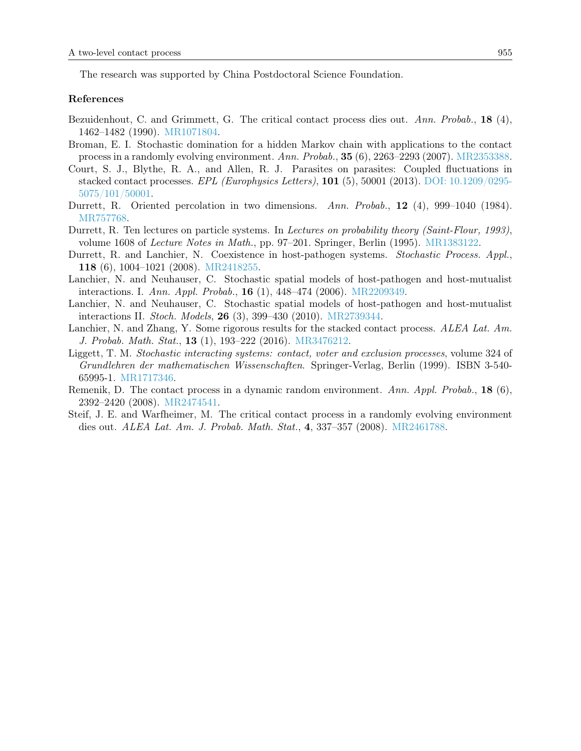The research was supported by China Postdoctoral Science Foundation.

## References

Bezuidenhout, C. and Grimmett, G. The critical contact process dies out. *Ann. Probab.*, **18** (4), 1462–1482 (1990). MR1071804.

Broman, E. I. Stochastic domination for a hidden Markov chain with applications to the contact process in a randomly evolving environment. *Ann. Probab.*, **35** (6), 2263–2293 (2007). MR2353388.

Court, S. J., Blythe, R. A., and Allen, R. J. Parasites on parasites: Coupled fluctuations in stacked contact processes. *EPL (Europhysics Letters)*, **101** (5), 50001 (2013). DOI: 10.1209/0295-5075/101/50001.

Durrett, R. Oriented percolation in two dimensions. *Ann. Probab.*, **12** (4), 999–1040 (1984). MR757768.

Durrett, R. Ten lectures on particle systems. In *Lectures on probability theory (Saint-Flour, 1993)*, volume 1608 of *Lecture Notes in Math.*, pp. 97–201. Springer, Berlin (1995). MR1383122.

Durrett, R. and Lanchier, N. Coexistence in host-pathogen systems. *Stochastic Process. Appl.*, **118** (6), 1004–1021 (2008). MR2418255.

Lanchier, N. and Neuhauser, C. Stochastic spatial models of host-pathogen and host-mutualist interactions. I. *Ann. Appl. Probab.*, **16** (1), 448–474 (2006). MR2209349.

Lanchier, N. and Neuhauser, C. Stochastic spatial models of host-pathogen and host-mutualist interactions II. *Stoch. Models*, **26** (3), 399–430 (2010). MR2739344.

Lanchier, N. and Zhang, Y. Some rigorous results for the stacked contact process. *ALEA Lat. Am. J. Probab. Math. Stat.*, **13** (1), 193–222 (2016). MR3476212.

Liggett, T. M. *Stochastic interacting systems: contact, voter and exclusion processes*, volume 324 of *Grundlehren der mathematischen Wissenschaften*. Springer-Verlag, Berlin (1999). ISBN 3-540-65995-1. MR1717346.

Remenik, D. The contact process in a dynamic random environment. *Ann. Appl. Probab.*, **18** (6), 2392–2420 (2008). MR2474541.

Steif, J. E. and Warfheimer, M. The critical contact process in a randomly evolving environment dies out. *ALEA Lat. Am. J. Probab. Math. Stat.*, **4**, 337–357 (2008). MR2461788.